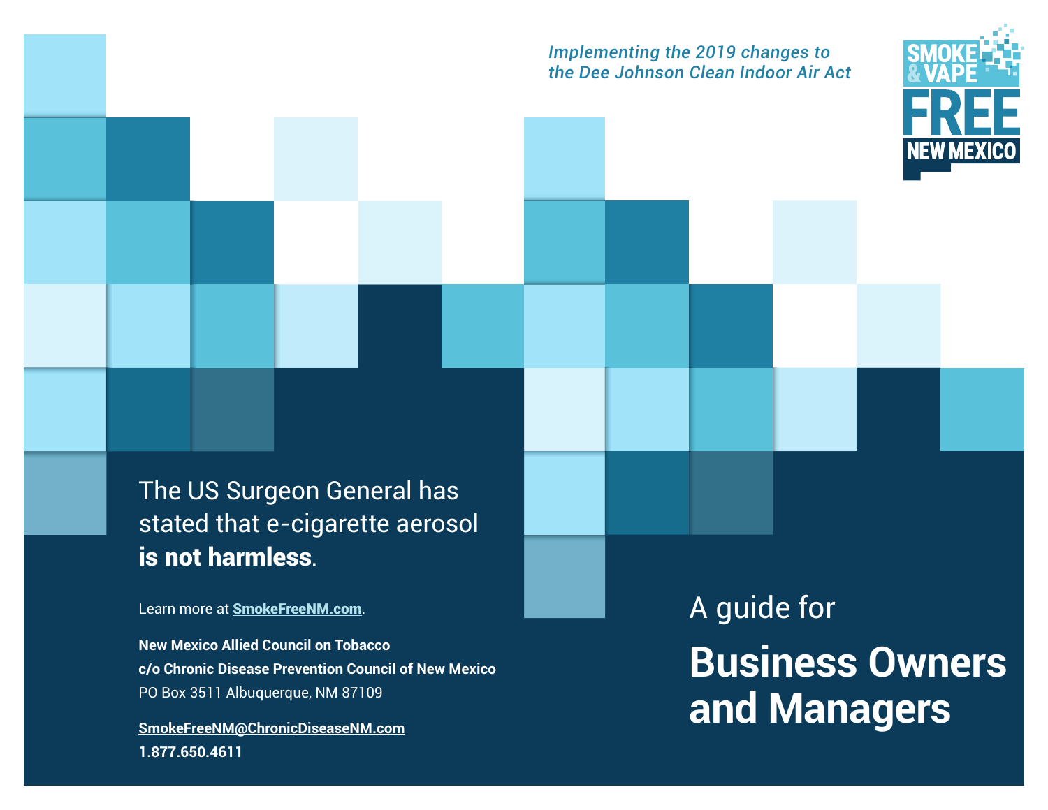*Implementing the 2019 changes to the Dee Johnson Clean Indoor Air Act*

SMOKE & VAPE FREE NEW MEXICO

The US Surgeon General has stated that e-cigarette aerosol **is not harmless**.

Learn more at [SmokeFreeNM.com](SmokeFreeNM.com).

**New Mexico Allied Council on Tobacco**
**c/o Chronic Disease Prevention Council of New Mexico**
PO Box 3511 Albuquerque, NM 87109

**SmokeFreeNM@ChronicDiseaseNM.com**
**1.877.650.4611**

A guide for

# Business Owners and Managers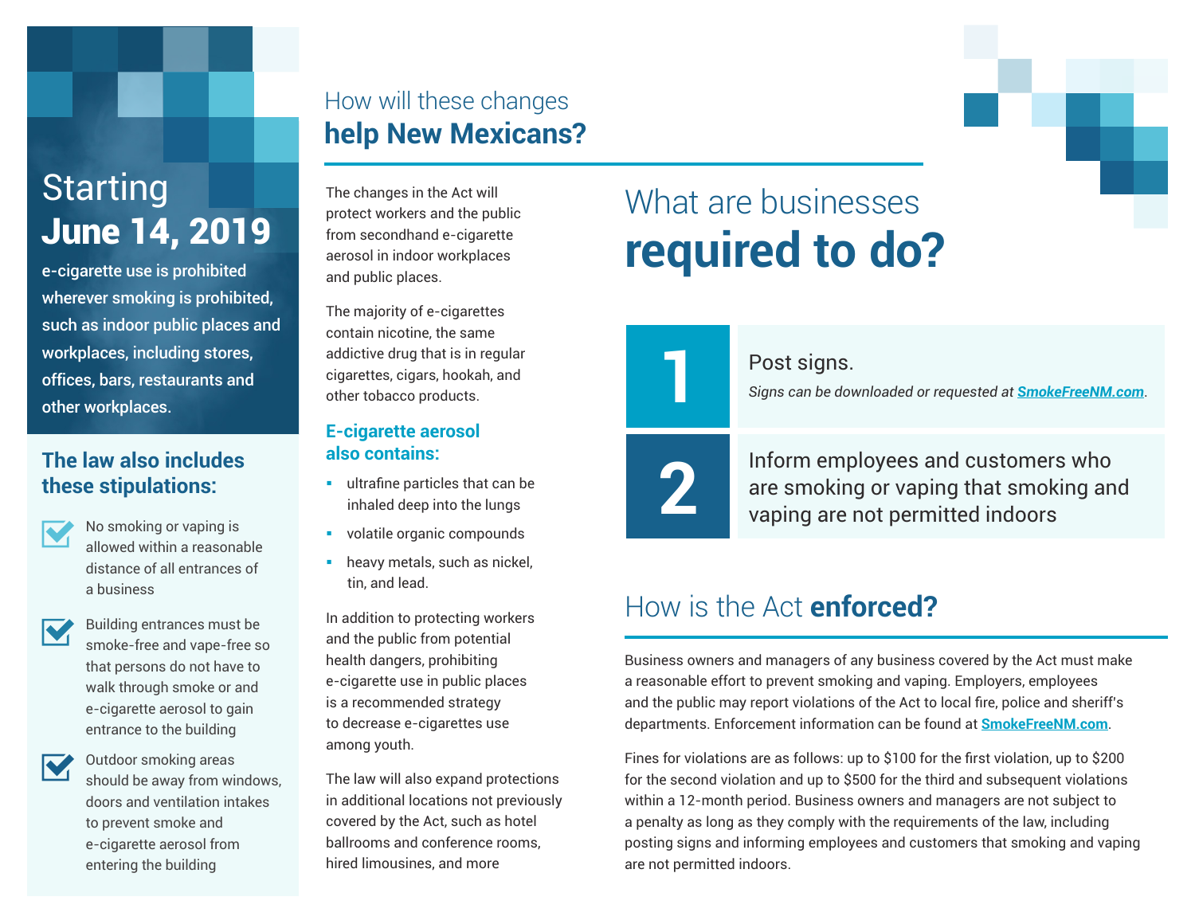# Starting **June 14, 2019**

**e-cigarette use is prohibited wherever smoking is prohibited, such as indoor public places and workplaces, including stores, offices, bars, restaurants and other workplaces.**

## The law also includes these stipulations:

- No smoking or vaping is allowed within a reasonable distance of all entrances of a business
- Building entrances must be smoke-free and vape-free so that persons do not have to walk through smoke or and e-cigarette aerosol to gain entrance to the building
- Outdoor smoking areas should be away from windows, doors and ventilation intakes to prevent smoke and e-cigarette aerosol from entering the building

## How will these changes **help New Mexicans?**

The changes in the Act will protect workers and the public from secondhand e-cigarette aerosol in indoor workplaces and public places.

The majority of e-cigarettes contain nicotine, the same addictive drug that is in regular cigarettes, cigars, hookah, and other tobacco products.

### E-cigarette aerosol also contains:

- ultrafine particles that can be inhaled deep into the lungs
- volatile organic compounds
- heavy metals, such as nickel, tin, and lead.

In addition to protecting workers and the public from potential health dangers, prohibiting e-cigarette use in public places is a recommended strategy to decrease e-cigarettes use among youth.

The law will also expand protections in additional locations not previously covered by the Act, such as hotel ballrooms and conference rooms, hired limousines, and more

## What are businesses **required to do?**

**1** Post signs.

*Signs can be downloaded or requested at SmokeFreeNM.com.*

**2** Inform employees and customers who are smoking or vaping that smoking and vaping are not permitted indoors

## How is the Act **enforced?**

Business owners and managers of any business covered by the Act must make a reasonable effort to prevent smoking and vaping. Employers, employees and the public may report violations of the Act to local fire, police and sheriff's departments. Enforcement information can be found at **SmokeFreeNM.com**.

Fines for violations are as follows: up to $100 for the first violation, up to $200 for the second violation and up to $500 for the third and subsequent violations within a 12-month period. Business owners and managers are not subject to a penalty as long as they comply with the requirements of the law, including posting signs and informing employees and customers that smoking and vaping are not permitted indoors.